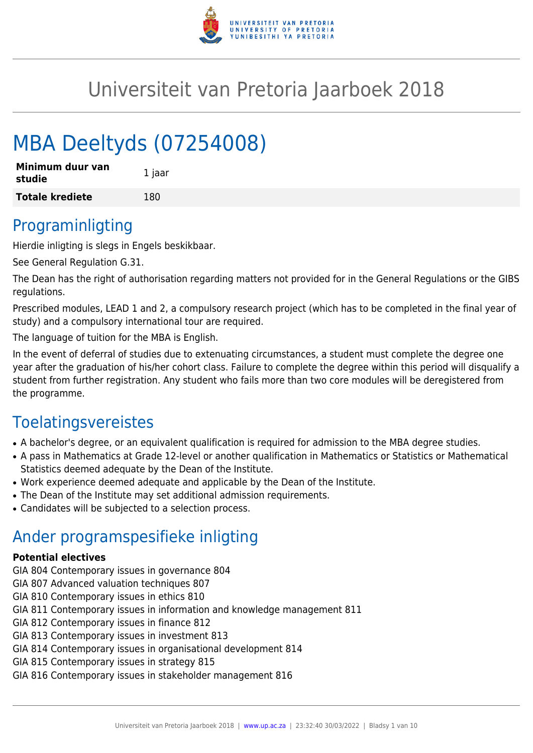# Universiteit van Pretoria Jaarboek 2018

# MBA Deeltyds (07254008)

| **Minimum duur van studie** | 1 jaar |
|---|---|
| **Totale krediete** | 180 |

## Programinligting

Hierdie inligting is slegs in Engels beskikbaar.

See General Regulation G.31.

The Dean has the right of authorisation regarding matters not provided for in the General Regulations or the GIBS regulations.

Prescribed modules, LEAD 1 and 2, a compulsory research project (which has to be completed in the final year of study) and a compulsory international tour are required.

The language of tuition for the MBA is English.

In the event of deferral of studies due to extenuating circumstances, a student must complete the degree one year after the graduation of his/her cohort class. Failure to complete the degree within this period will disqualify a student from further registration. Any student who fails more than two core modules will be deregistered from the programme.

## Toelatingsvereistes

- A bachelor's degree, or an equivalent qualification is required for admission to the MBA degree studies.
- A pass in Mathematics at Grade 12-level or another qualification in Mathematics or Statistics or Mathematical Statistics deemed adequate by the Dean of the Institute.
- Work experience deemed adequate and applicable by the Dean of the Institute.
- The Dean of the Institute may set additional admission requirements.
- Candidates will be subjected to a selection process.

## Ander programspesifieke inligting

**Potential electives**

GIA 804 Contemporary issues in governance 804
GIA 807 Advanced valuation techniques 807
GIA 810 Contemporary issues in ethics 810
GIA 811 Contemporary issues in information and knowledge management 811
GIA 812 Contemporary issues in finance 812
GIA 813 Contemporary issues in investment 813
GIA 814 Contemporary issues in organisational development 814
GIA 815 Contemporary issues in strategy 815
GIA 816 Contemporary issues in stakeholder management 816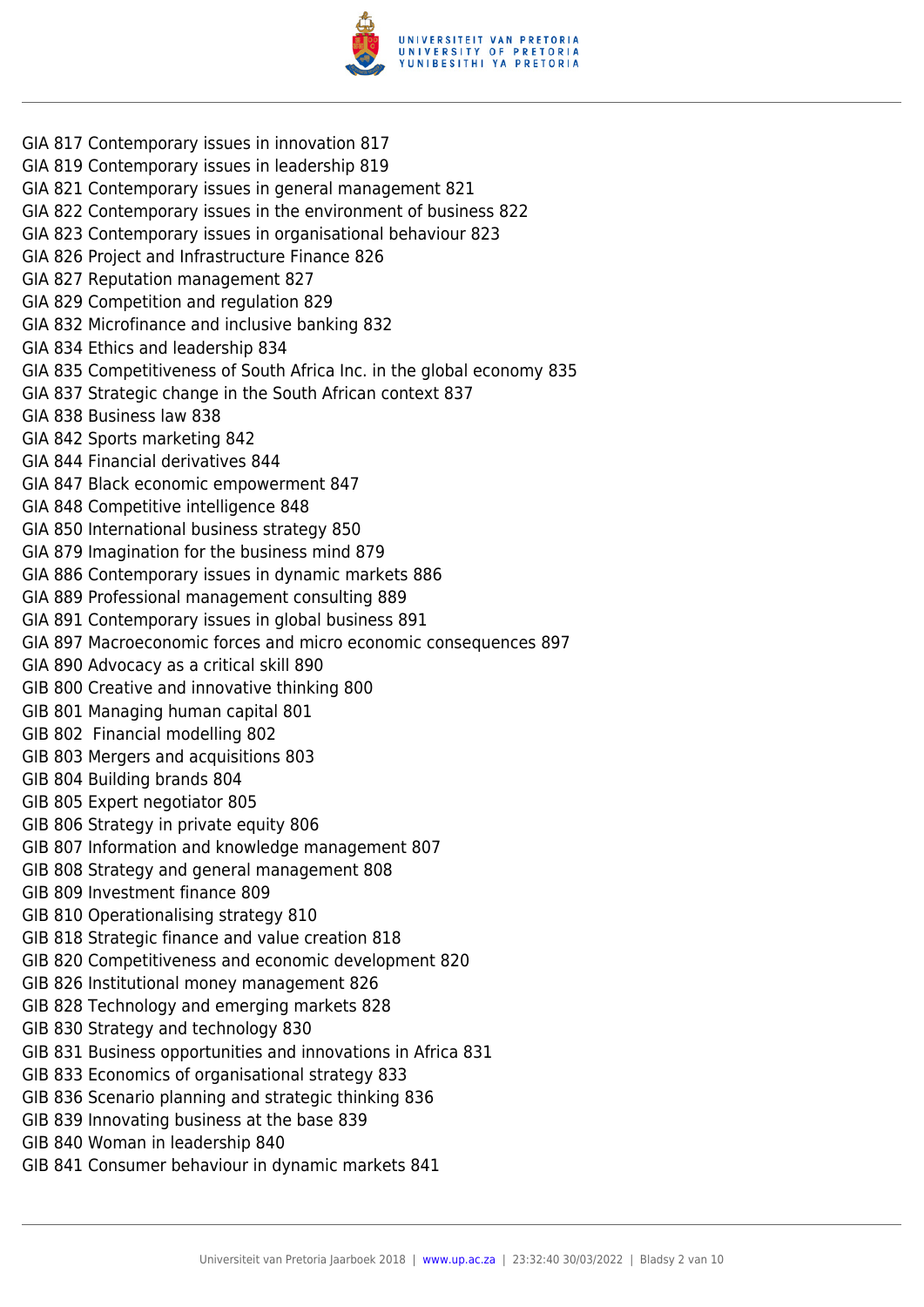GIA 817 Contemporary issues in innovation 817  
GIA 819 Contemporary issues in leadership 819  
GIA 821 Contemporary issues in general management 821  
GIA 822 Contemporary issues in the environment of business 822  
GIA 823 Contemporary issues in organisational behaviour 823  
GIA 826 Project and Infrastructure Finance 826  
GIA 827 Reputation management 827  
GIA 829 Competition and regulation 829  
GIA 832 Microfinance and inclusive banking 832  
GIA 834 Ethics and leadership 834  
GIA 835 Competitiveness of South Africa Inc. in the global economy 835  
GIA 837 Strategic change in the South African context 837  
GIA 838 Business law 838  
GIA 842 Sports marketing 842  
GIA 844 Financial derivatives 844  
GIA 847 Black economic empowerment 847  
GIA 848 Competitive intelligence 848  
GIA 850 International business strategy 850  
GIA 879 Imagination for the business mind 879  
GIA 886 Contemporary issues in dynamic markets 886  
GIA 889 Professional management consulting 889  
GIA 891 Contemporary issues in global business 891  
GIA 897 Macroeconomic forces and micro economic consequences 897  
GIA 890 Advocacy as a critical skill 890  
GIB 800 Creative and innovative thinking 800  
GIB 801 Managing human capital 801  
GIB 802 Financial modelling 802  
GIB 803 Mergers and acquisitions 803  
GIB 804 Building brands 804  
GIB 805 Expert negotiator 805  
GIB 806 Strategy in private equity 806  
GIB 807 Information and knowledge management 807  
GIB 808 Strategy and general management 808  
GIB 809 Investment finance 809  
GIB 810 Operationalising strategy 810  
GIB 818 Strategic finance and value creation 818  
GIB 820 Competitiveness and economic development 820  
GIB 826 Institutional money management 826  
GIB 828 Technology and emerging markets 828  
GIB 830 Strategy and technology 830  
GIB 831 Business opportunities and innovations in Africa 831  
GIB 833 Economics of organisational strategy 833  
GIB 836 Scenario planning and strategic thinking 836  
GIB 839 Innovating business at the base 839  
GIB 840 Woman in leadership 840  
GIB 841 Consumer behaviour in dynamic markets 841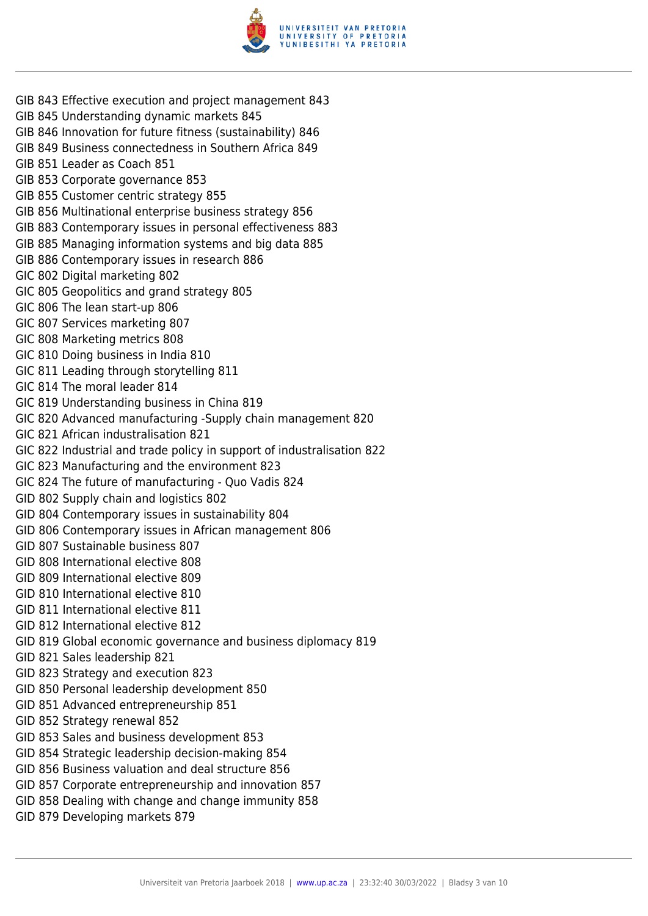GIB 843 Effective execution and project management 843
GIB 845 Understanding dynamic markets 845
GIB 846 Innovation for future fitness (sustainability) 846
GIB 849 Business connectedness in Southern Africa 849
GIB 851 Leader as Coach 851
GIB 853 Corporate governance 853
GIB 855 Customer centric strategy 855
GIB 856 Multinational enterprise business strategy 856
GIB 883 Contemporary issues in personal effectiveness 883
GIB 885 Managing information systems and big data 885
GIB 886 Contemporary issues in research 886
GIC 802 Digital marketing 802
GIC 805 Geopolitics and grand strategy 805
GIC 806 The lean start-up 806
GIC 807 Services marketing 807
GIC 808 Marketing metrics 808
GIC 810 Doing business in India 810
GIC 811 Leading through storytelling 811
GIC 814 The moral leader 814
GIC 819 Understanding business in China 819
GIC 820 Advanced manufacturing -Supply chain management 820
GIC 821 African industrialisation 821
GIC 822 Industrial and trade policy in support of industrialisation 822
GIC 823 Manufacturing and the environment 823
GIC 824 The future of manufacturing - Quo Vadis 824
GID 802 Supply chain and logistics 802
GID 804 Contemporary issues in sustainability 804
GID 806 Contemporary issues in African management 806
GID 807 Sustainable business 807
GID 808 International elective 808
GID 809 International elective 809
GID 810 International elective 810
GID 811 International elective 811
GID 812 International elective 812
GID 819 Global economic governance and business diplomacy 819
GID 821 Sales leadership 821
GID 823 Strategy and execution 823
GID 850 Personal leadership development 850
GID 851 Advanced entrepreneurship 851
GID 852 Strategy renewal 852
GID 853 Sales and business development 853
GID 854 Strategic leadership decision-making 854
GID 856 Business valuation and deal structure 856
GID 857 Corporate entrepreneurship and innovation 857
GID 858 Dealing with change and change immunity 858
GID 879 Developing markets 879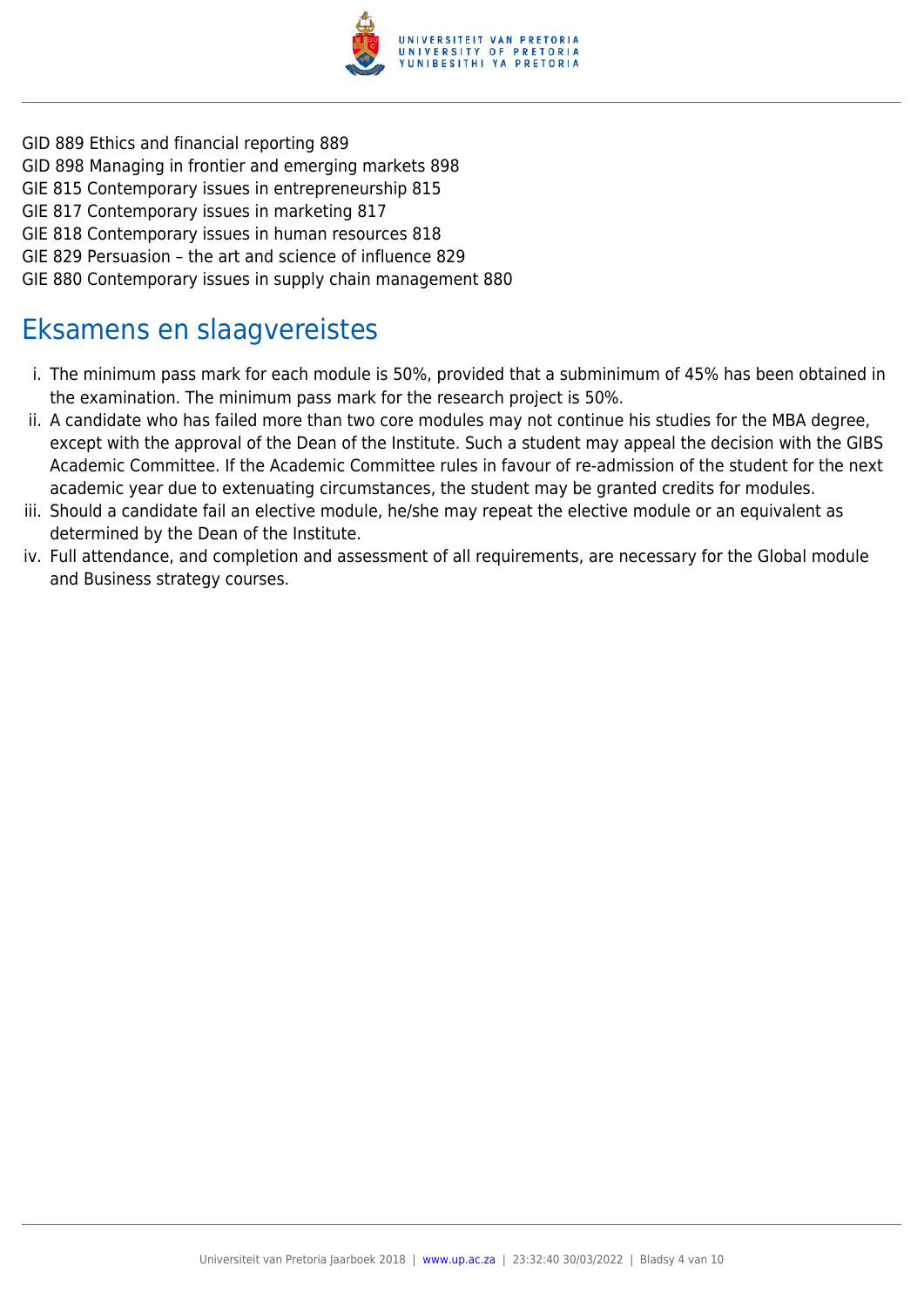GID 889 Ethics and financial reporting 889
GID 898 Managing in frontier and emerging markets 898
GIE 815 Contemporary issues in entrepreneurship 815
GIE 817 Contemporary issues in marketing 817
GIE 818 Contemporary issues in human resources 818
GIE 829 Persuasion – the art and science of influence 829
GIE 880 Contemporary issues in supply chain management 880

## Eksamens en slaagvereistes

1. The minimum pass mark for each module is 50%, provided that a subminimum of 45% has been obtained in the examination. The minimum pass mark for the research project is 50%.
2. A candidate who has failed more than two core modules may not continue his studies for the MBA degree, except with the approval of the Dean of the Institute. Such a student may appeal the decision with the GIBS Academic Committee. If the Academic Committee rules in favour of re-admission of the student for the next academic year due to extenuating circumstances, the student may be granted credits for modules.
3. Should a candidate fail an elective module, he/she may repeat the elective module or an equivalent as determined by the Dean of the Institute.
4. Full attendance, and completion and assessment of all requirements, are necessary for the Global module and Business strategy courses.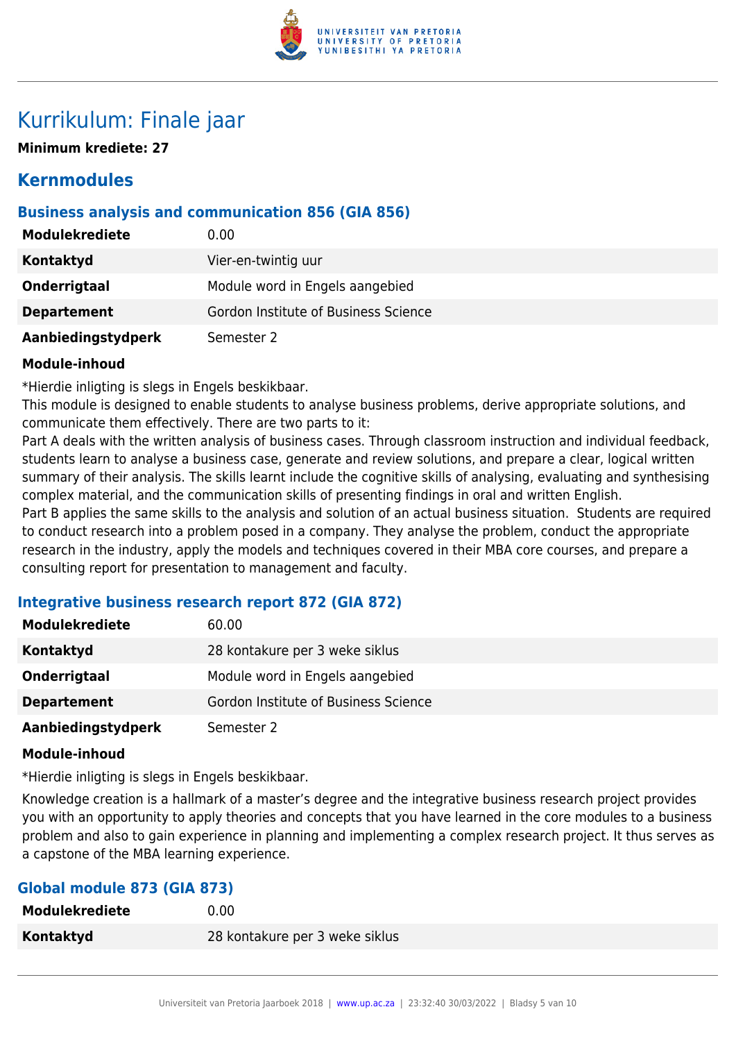# Kurrikulum: Finale jaar

**Minimum krediete: 27**

## Kernmodules

### Business analysis and communication 856 (GIA 856)

| | |
|---|---|
| **Modulekrediete** | 0.00 |
| **Kontaktyd** | Vier-en-twintig uur |
| **Onderrigtaal** | Module word in Engels aangebied |
| **Departement** | Gordon Institute of Business Science |
| **Aanbiedingstydperk** | Semester 2 |

**Module-inhoud**

*Hierdie inligting is slegs in Engels beskikbaar.

This module is designed to enable students to analyse business problems, derive appropriate solutions, and communicate them effectively. There are two parts to it:

Part A deals with the written analysis of business cases. Through classroom instruction and individual feedback, students learn to analyse a business case, generate and review solutions, and prepare a clear, logical written summary of their analysis. The skills learnt include the cognitive skills of analysing, evaluating and synthesising complex material, and the communication skills of presenting findings in oral and written English.

Part B applies the same skills to the analysis and solution of an actual business situation. Students are required to conduct research into a problem posed in a company. They analyse the problem, conduct the appropriate research in the industry, apply the models and techniques covered in their MBA core courses, and prepare a consulting report for presentation to management and faculty.

### Integrative business research report 872 (GIA 872)

| | |
|---|---|
| **Modulekrediete** | 60.00 |
| **Kontaktyd** | 28 kontakure per 3 weke siklus |
| **Onderrigtaal** | Module word in Engels aangebied |
| **Departement** | Gordon Institute of Business Science |
| **Aanbiedingstydperk** | Semester 2 |

**Module-inhoud**

*Hierdie inligting is slegs in Engels beskikbaar.

Knowledge creation is a hallmark of a master's degree and the integrative business research project provides you with an opportunity to apply theories and concepts that you have learned in the core modules to a business problem and also to gain experience in planning and implementing a complex research project. It thus serves as a capstone of the MBA learning experience.

### Global module 873 (GIA 873)

| | |
|---|---|
| **Modulekrediete** | 0.00 |
| **Kontaktyd** | 28 kontakure per 3 weke siklus |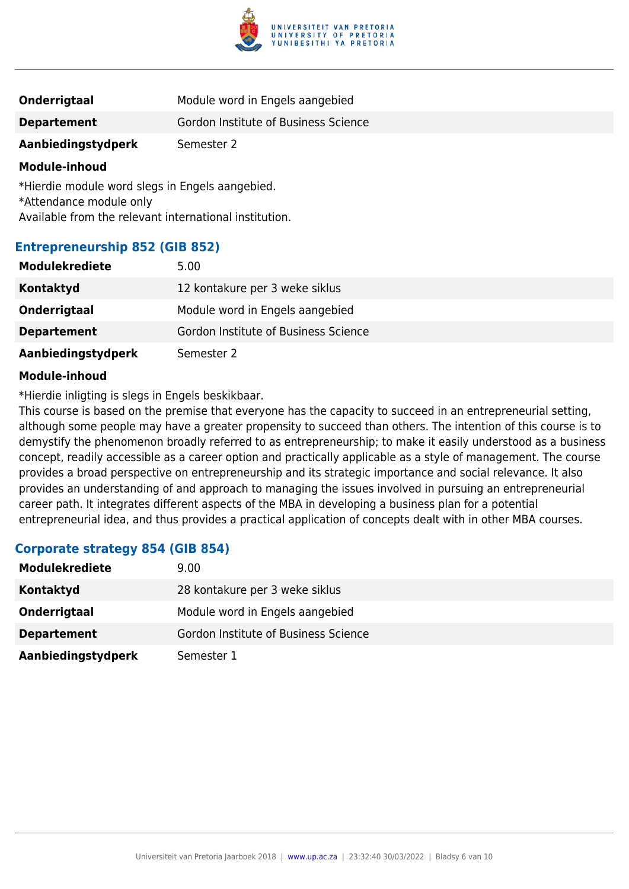| | |
|---|---|
| **Onderrigtaal** | Module word in Engels aangebied |
| **Departement** | Gordon Institute of Business Science |
| **Aanbiedingstydperk** | Semester 2 |

**Module-inhoud**

*Hierdie module word slegs in Engels aangebied.
*Attendance module only
Available from the relevant international institution.

### Entrepreneurship 852 (GIB 852)

| | |
|---|---|
| **Modulekrediete** | 5.00 |
| **Kontaktyd** | 12 kontakure per 3 weke siklus |
| **Onderrigtaal** | Module word in Engels aangebied |
| **Departement** | Gordon Institute of Business Science |
| **Aanbiedingstydperk** | Semester 2 |

**Module-inhoud**

*Hierdie inligting is slegs in Engels beskikbaar.
This course is based on the premise that everyone has the capacity to succeed in an entrepreneurial setting, although some people may have a greater propensity to succeed than others. The intention of this course is to demystify the phenomenon broadly referred to as entrepreneurship; to make it easily understood as a business concept, readily accessible as a career option and practically applicable as a style of management. The course provides a broad perspective on entrepreneurship and its strategic importance and social relevance. It also provides an understanding of and approach to managing the issues involved in pursuing an entrepreneurial career path. It integrates different aspects of the MBA in developing a business plan for a potential entrepreneurial idea, and thus provides a practical application of concepts dealt with in other MBA courses.

### Corporate strategy 854 (GIB 854)

| | |
|---|---|
| **Modulekrediete** | 9.00 |
| **Kontaktyd** | 28 kontakure per 3 weke siklus |
| **Onderrigtaal** | Module word in Engels aangebied |
| **Departement** | Gordon Institute of Business Science |
| **Aanbiedingstydperk** | Semester 1 |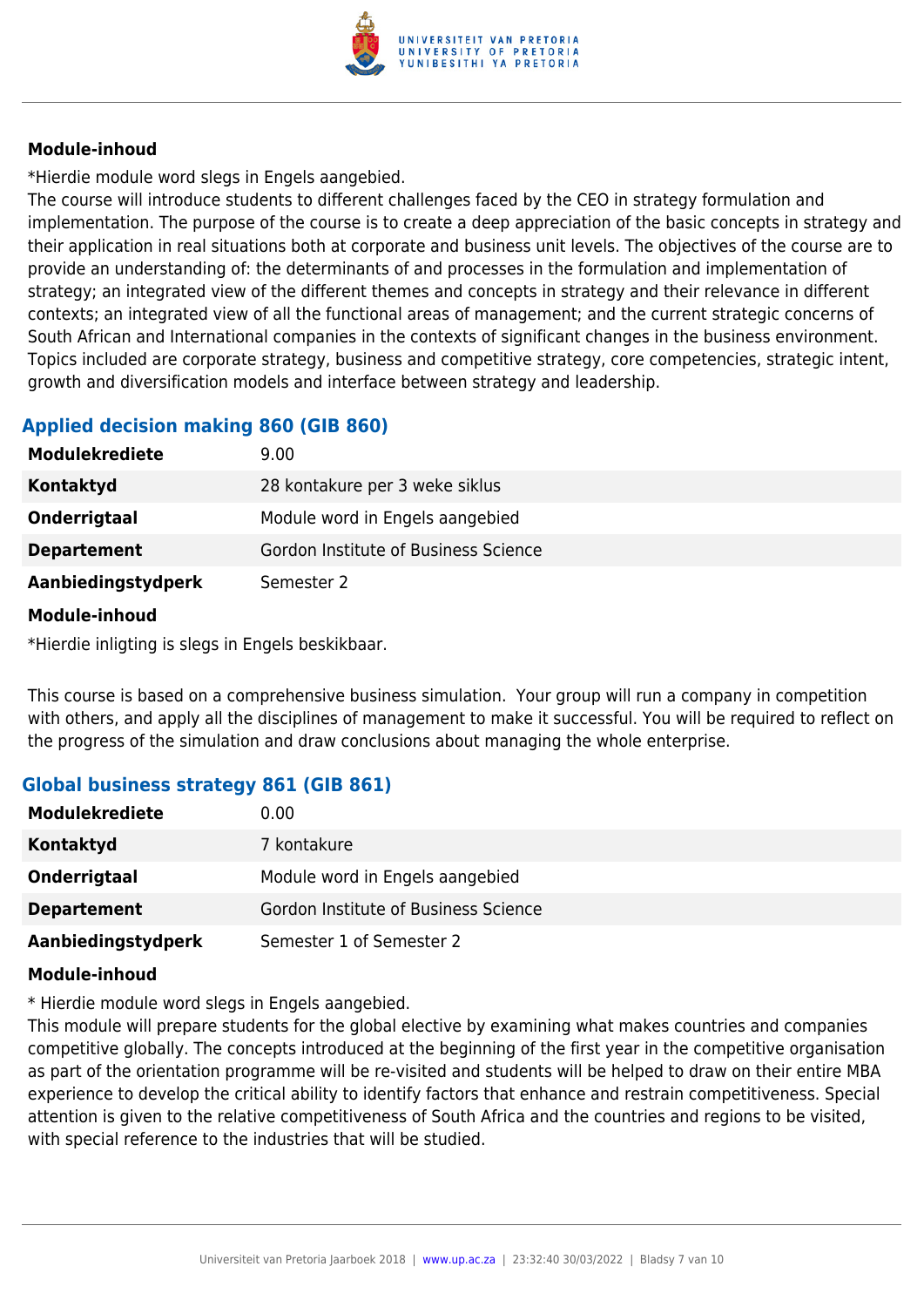#### Module-inhoud

*Hierdie module word slegs in Engels aangebied.

The course will introduce students to different challenges faced by the CEO in strategy formulation and implementation. The purpose of the course is to create a deep appreciation of the basic concepts in strategy and their application in real situations both at corporate and business unit levels. The objectives of the course are to provide an understanding of: the determinants of and processes in the formulation and implementation of strategy; an integrated view of the different themes and concepts in strategy and their relevance in different contexts; an integrated view of all the functional areas of management; and the current strategic concerns of South African and International companies in the contexts of significant changes in the business environment. Topics included are corporate strategy, business and competitive strategy, core competencies, strategic intent, growth and diversification models and interface between strategy and leadership.

### Applied decision making 860 (GIB 860)

| | |
|---|---|
| **Modulekrediete** | 9.00 |
| **Kontaktyd** | 28 kontakure per 3 weke siklus |
| **Onderrigtaal** | Module word in Engels aangebied |
| **Departement** | Gordon Institute of Business Science |
| **Aanbiedingstydperk** | Semester 2 |

#### Module-inhoud

*Hierdie inligting is slegs in Engels beskikbaar.

This course is based on a comprehensive business simulation. Your group will run a company in competition with others, and apply all the disciplines of management to make it successful. You will be required to reflect on the progress of the simulation and draw conclusions about managing the whole enterprise.

### Global business strategy 861 (GIB 861)

| | |
|---|---|
| **Modulekrediete** | 0.00 |
| **Kontaktyd** | 7 kontakure |
| **Onderrigtaal** | Module word in Engels aangebied |
| **Departement** | Gordon Institute of Business Science |
| **Aanbiedingstydperk** | Semester 1 of Semester 2 |

#### Module-inhoud

* Hierdie module word slegs in Engels aangebied.

This module will prepare students for the global elective by examining what makes countries and companies competitive globally. The concepts introduced at the beginning of the first year in the competitive organisation as part of the orientation programme will be re-visited and students will be helped to draw on their entire MBA experience to develop the critical ability to identify factors that enhance and restrain competitiveness. Special attention is given to the relative competitiveness of South Africa and the countries and regions to be visited, with special reference to the industries that will be studied.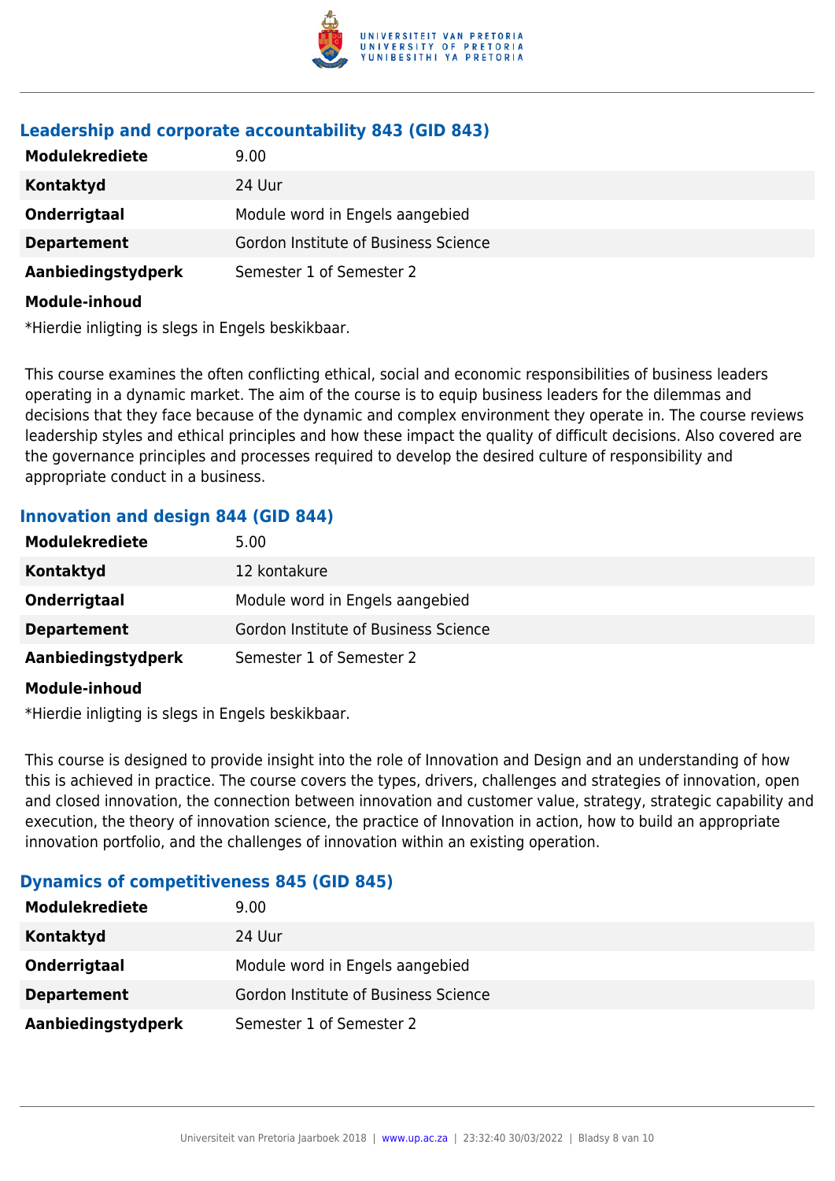### Leadership and corporate accountability 843 (GID 843)

| | |
|---|---|
| **Modulekrediete** | 9.00 |
| **Kontaktyd** | 24 Uur |
| **Onderrigtaal** | Module word in Engels aangebied |
| **Departement** | Gordon Institute of Business Science |
| **Aanbiedingstydperk** | Semester 1 of Semester 2 |

**Module-inhoud**

*Hierdie inligting is slegs in Engels beskikbaar.

This course examines the often conflicting ethical, social and economic responsibilities of business leaders operating in a dynamic market. The aim of the course is to equip business leaders for the dilemmas and decisions that they face because of the dynamic and complex environment they operate in. The course reviews leadership styles and ethical principles and how these impact the quality of difficult decisions. Also covered are the governance principles and processes required to develop the desired culture of responsibility and appropriate conduct in a business.

### Innovation and design 844 (GID 844)

| | |
|---|---|
| **Modulekrediete** | 5.00 |
| **Kontaktyd** | 12 kontakure |
| **Onderrigtaal** | Module word in Engels aangebied |
| **Departement** | Gordon Institute of Business Science |
| **Aanbiedingstydperk** | Semester 1 of Semester 2 |

**Module-inhoud**

*Hierdie inligting is slegs in Engels beskikbaar.

This course is designed to provide insight into the role of Innovation and Design and an understanding of how this is achieved in practice. The course covers the types, drivers, challenges and strategies of innovation, open and closed innovation, the connection between innovation and customer value, strategy, strategic capability and execution, the theory of innovation science, the practice of Innovation in action, how to build an appropriate innovation portfolio, and the challenges of innovation within an existing operation.

### Dynamics of competitiveness 845 (GID 845)

| | |
|---|---|
| **Modulekrediete** | 9.00 |
| **Kontaktyd** | 24 Uur |
| **Onderrigtaal** | Module word in Engels aangebied |
| **Departement** | Gordon Institute of Business Science |
| **Aanbiedingstydperk** | Semester 1 of Semester 2 |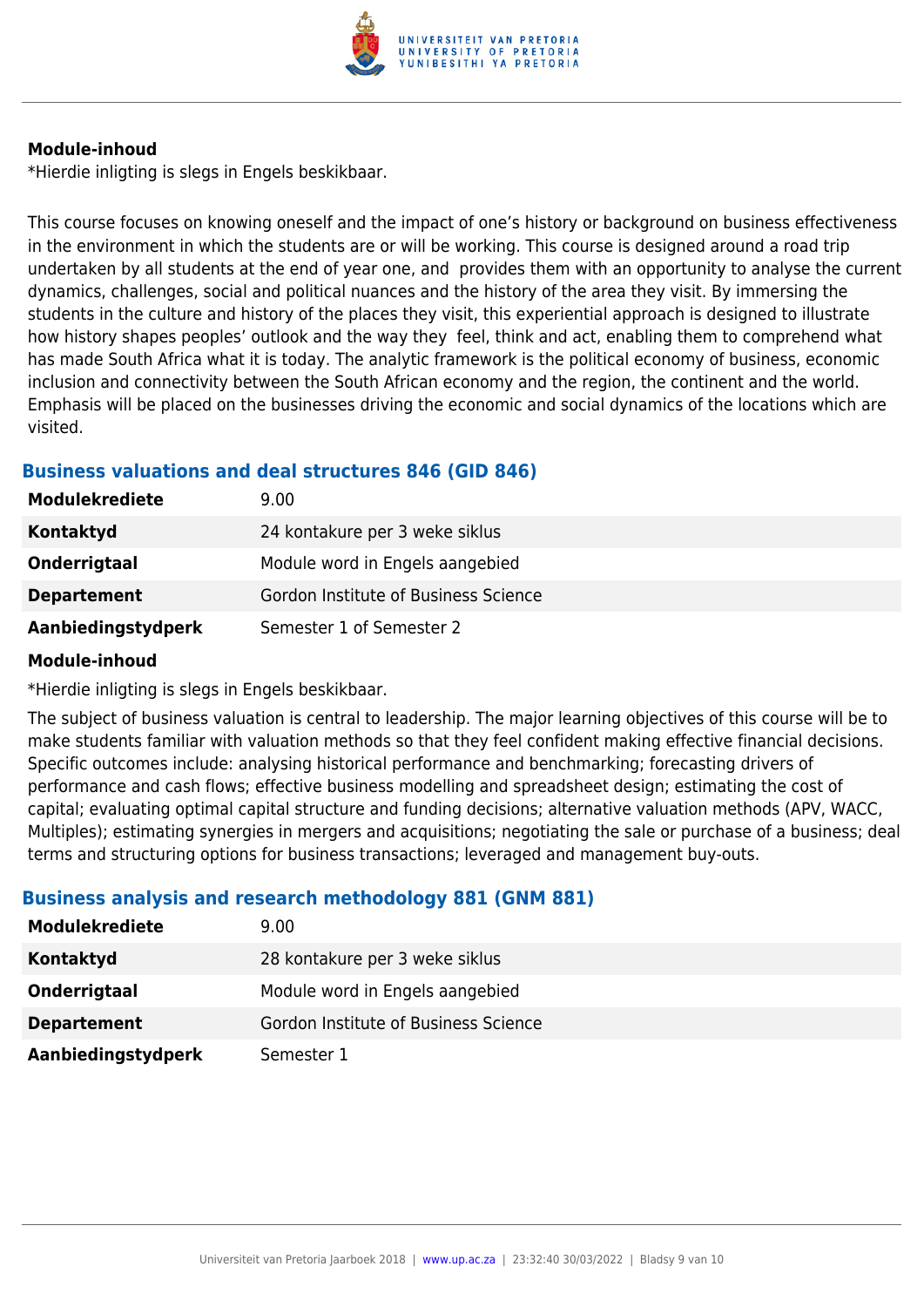**Module-inhoud**

*Hierdie inligting is slegs in Engels beskikbaar.

This course focuses on knowing oneself and the impact of one's history or background on business effectiveness in the environment in which the students are or will be working. This course is designed around a road trip undertaken by all students at the end of year one, and provides them with an opportunity to analyse the current dynamics, challenges, social and political nuances and the history of the area they visit. By immersing the students in the culture and history of the places they visit, this experiential approach is designed to illustrate how history shapes peoples' outlook and the way they feel, think and act, enabling them to comprehend what has made South Africa what it is today. The analytic framework is the political economy of business, economic inclusion and connectivity between the South African economy and the region, the continent and the world. Emphasis will be placed on the businesses driving the economic and social dynamics of the locations which are visited.

### Business valuations and deal structures 846 (GID 846)

| | |
|---|---|
| **Modulekrediete** | 9.00 |
| **Kontaktyd** | 24 kontakure per 3 weke siklus |
| **Onderrigtaal** | Module word in Engels aangebied |
| **Departement** | Gordon Institute of Business Science |
| **Aanbiedingstydperk** | Semester 1 of Semester 2 |

**Module-inhoud**

*Hierdie inligting is slegs in Engels beskikbaar.

The subject of business valuation is central to leadership. The major learning objectives of this course will be to make students familiar with valuation methods so that they feel confident making effective financial decisions. Specific outcomes include: analysing historical performance and benchmarking; forecasting drivers of performance and cash flows; effective business modelling and spreadsheet design; estimating the cost of capital; evaluating optimal capital structure and funding decisions; alternative valuation methods (APV, WACC, Multiples); estimating synergies in mergers and acquisitions; negotiating the sale or purchase of a business; deal terms and structuring options for business transactions; leveraged and management buy-outs.

### Business analysis and research methodology 881 (GNM 881)

| | |
|---|---|
| **Modulekrediete** | 9.00 |
| **Kontaktyd** | 28 kontakure per 3 weke siklus |
| **Onderrigtaal** | Module word in Engels aangebied |
| **Departement** | Gordon Institute of Business Science |
| **Aanbiedingstydperk** | Semester 1 |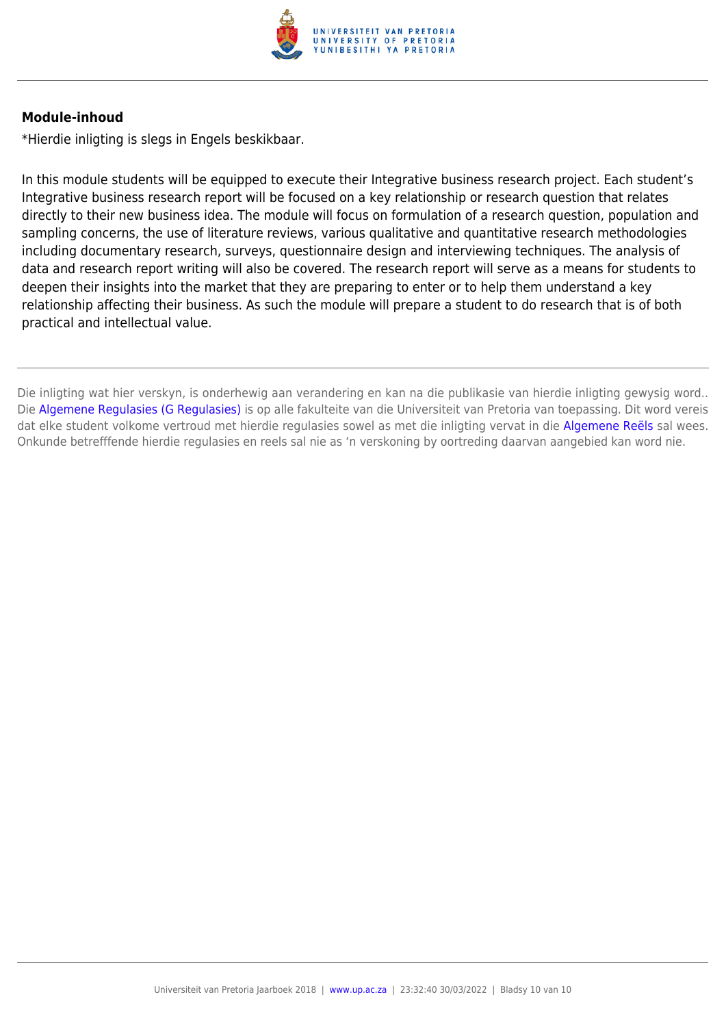**Module-inhoud**

*Hierdie inligting is slegs in Engels beskikbaar.

In this module students will be equipped to execute their Integrative business research project. Each student's Integrative business research report will be focused on a key relationship or research question that relates directly to their new business idea. The module will focus on formulation of a research question, population and sampling concerns, the use of literature reviews, various qualitative and quantitative research methodologies including documentary research, surveys, questionnaire design and interviewing techniques. The analysis of data and research report writing will also be covered. The research report will serve as a means for students to deepen their insights into the market that they are preparing to enter or to help them understand a key relationship affecting their business. As such the module will prepare a student to do research that is of both practical and intellectual value.

---

Die inligting wat hier verskyn, is onderhewig aan verandering en kan na die publikasie van hierdie inligting gewysig word.. Die Algemene Regulasies (G Regulasies) is op alle fakulteite van die Universiteit van Pretoria van toepassing. Dit word vereis dat elke student volkome vertroud met hierdie regulasies sowel as met die inligting vervat in die Algemene Reëls sal wees. Onkunde betreffende hierdie regulasies en reels sal nie as 'n verskoning by oortreding daarvan aangebied kan word nie.